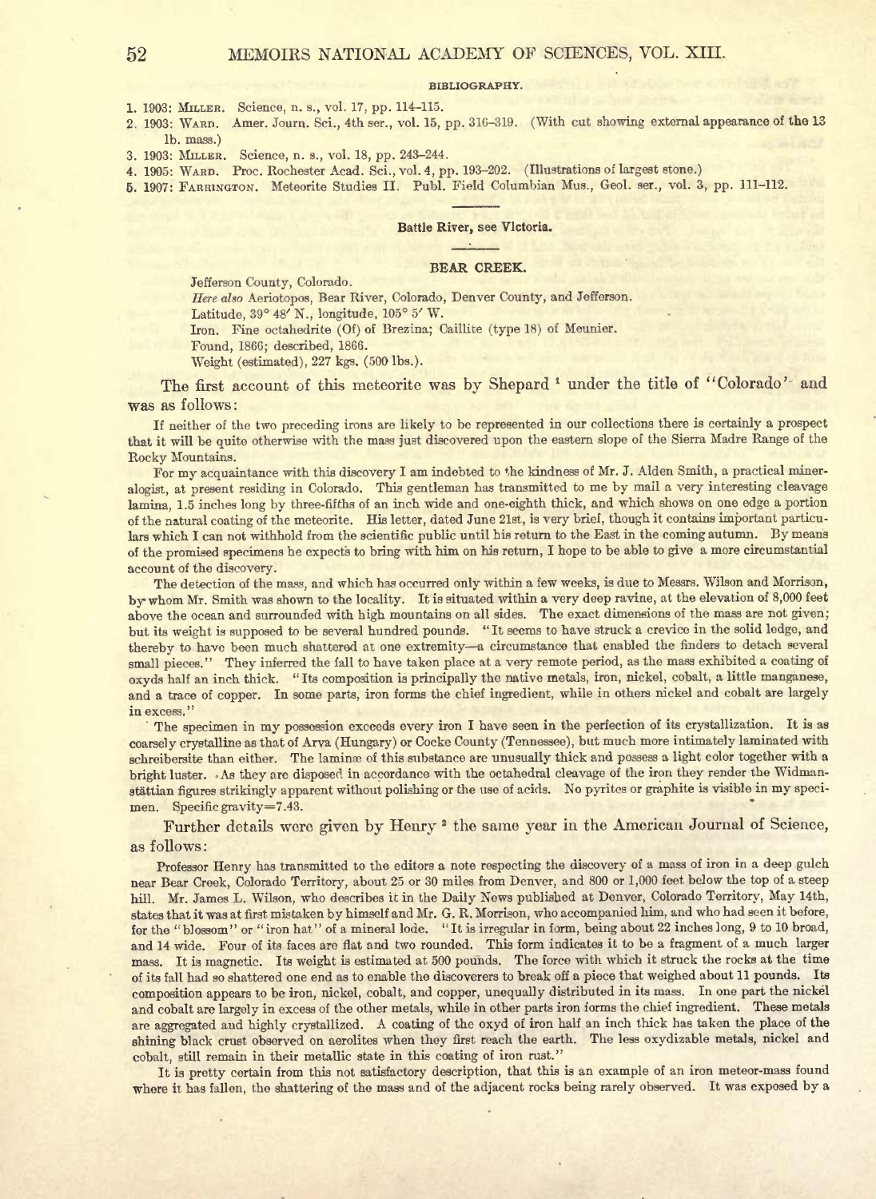**BIBLIOGRAPHY.**

1. 1903: MILLER. Science, n. s., vol. 17, pp. 114–115.
2. 1903: WARD. Amer. Journ. Sci., 4th ser., vol. 15, pp. 316–319. (With cut showing external appearance of the 13 lb. mass.)
3. 1903: MILLER. Science, n. s., vol. 18, pp. 243–244.
4. 1905: WARD. Proc. Rochester Acad. Sci., vol. 4, pp. 193–202. (Illustrations of largest stone.)
5. 1907: FARRINGTON. Meteorite Studies II. Publ. Field Columbian Mus., Geol. ser., vol. 3, pp. 111–112.

---

**Battle River, see Victoria.**

---

## BEAR CREEK.

Jefferson County, Colorado.
*Here also* Aeriotopos, Bear River, Colorado, Denver County, and Jefferson.
Latitude, 39° 48′ N., longitude, 105° 5′ W.
Iron. Fine octahedrite (Of) of Brezina; Caillite (type 18) of Meunier.
Found, 1866; described, 1866.
Weight (estimated), 227 kgs. (500 lbs.).

The first account of this meteorite was by Shepard [1] under the title of "Colorado" and was as follows:

If neither of the two preceding irons are likely to be represented in our collections there is certainly a prospect that it will be quite otherwise with the mass just discovered upon the eastern slope of the Sierra Madre Range of the Rocky Mountains.

For my acquaintance with this discovery I am indebted to the kindness of Mr. J. Alden Smith, a practical mineralogist, at present residing in Colorado. This gentleman has transmitted to me by mail a very interesting cleavage lamina, 1.5 inches long by three-fifths of an inch wide and one-eighth thick, and which shows on one edge a portion of the natural coating of the meteorite. His letter, dated June 21st, is very brief, though it contains important particulars which I can not withhold from the scientific public until his return to the East in the coming autumn. By means of the promised specimens he expects to bring with him on his return, I hope to be able to give a more circumstantial account of the discovery.

The detection of the mass, and which has occurred only within a few weeks, is due to Messrs. Wilson and Morrison, by whom Mr. Smith was shown to the locality. It is situated within a very deep ravine, at the elevation of 8,000 feet above the ocean and surrounded with high mountains on all sides. The exact dimensions of the mass are not given; but its weight is supposed to be several hundred pounds. "It seems to have struck a crevice in the solid ledge, and thereby to have been much shattered at one extremity—a circumstance that enabled the finders to detach several small pieces." They inferred the fall to have taken place at a very remote period, as the mass exhibited a coating of oxyds half an inch thick. "Its composition is principally the native metals, iron, nickel, cobalt, a little manganese, and a trace of copper. In some parts, iron forms the chief ingredient, while in others nickel and cobalt are largely in excess."

The specimen in my possession exceeds every iron I have seen in the perfection of its crystallization. It is as coarsely crystalline as that of Arva (Hungary) or Cocke County (Tennessee), but much more intimately laminated with schreibersite than either. The laminæ of this substance are unusually thick and possess a light color together with a bright luster. As they are disposed in accordance with the octahedral cleavage of the iron they render the Widmanstättian figures strikingly apparent without polishing or the use of acids. No pyrites or graphite is visible in my specimen. Specific gravity=7.43.

Further details were given by Henry [2] the same year in the American Journal of Science, as follows:

Professor Henry has transmitted to the editors a note respecting the discovery of a mass of iron in a deep gulch near Bear Creek, Colorado Territory, about 25 or 30 miles from Denver, and 800 or 1,000 feet below the top of a steep hill. Mr. James L. Wilson, who describes it in the Daily News published at Denver, Colorado Territory, May 14th, states that it was at first mistaken by himself and Mr. G. R. Morrison, who accompanied him, and who had seen it before, for the "blossom" or "iron hat" of a mineral lode. "It is irregular in form, being about 22 inches long, 9 to 10 broad, and 14 wide. Four of its faces are flat and two rounded. This form indicates it to be a fragment of a much larger mass. It is magnetic. Its weight is estimated at 500 pounds. The force with which it struck the rocks at the time of its fall had so shattered one end as to enable the discoverers to break off a piece that weighed about 11 pounds. Its composition appears to be iron, nickel, cobalt, and copper, unequally distributed in its mass. In one part the nickel and cobalt are largely in excess of the other metals, while in other parts iron forms the chief ingredient. These metals are aggregated and highly crystallized. A coating of the oxyd of iron half an inch thick has taken the place of the shining black crust observed on aerolites when they first reach the earth. The less oxydizable metals, nickel and cobalt, still remain in their metallic state in this coating of iron rust."

It is pretty certain from this not satisfactory description, that this is an example of an iron meteor-mass found where it has fallen, the shattering of the mass and of the adjacent rocks being rarely observed. It was exposed by a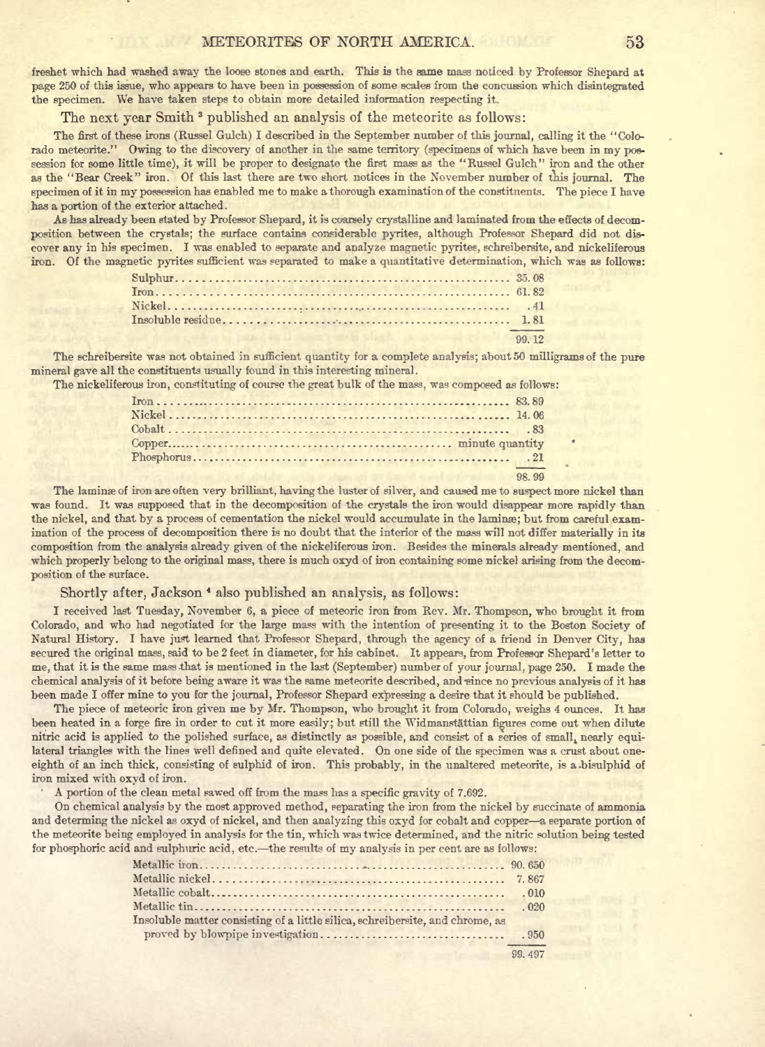freshet which had washed away the loose stones and earth. This is the same mass noticed by Professor Shepard at page 250 of this issue, who appears to have been in possession of some scales from the concussion which disintegrated the specimen. We have taken steps to obtain more detailed information respecting it.

The next year Smith [3] published an analysis of the meteorite as follows:

The first of these irons (Russel Gulch) I described in the September number of this journal, calling it the "Colorado meteorite." Owing to the discovery of another in the same territory (specimens of which have been in my possession for some little time), it will be proper to designate the first mass as the "Russel Gulch" iron and the other as the "Bear Creek" iron. Of this last there are two short notices in the November number of this journal. The specimen of it in my possession has enabled me to make a thorough examination of the constituents. The piece I have has a portion of the exterior attached.

As has already been stated by Professor Shepard, it is coarsely crystalline and laminated from the effects of decomposition between the crystals; the surface contains considerable pyrites, although Professor Shepard did not discover any in his specimen. I was enabled to separate and analyze magnetic pyrites, schreibersite, and nickeliferous iron. Of the magnetic pyrites sufficient was separated to make a quantitative determination, which was as follows:

| | |
|---|---|
| Sulphur | 35.08 |
| Iron | 61.82 |
| Nickel | .41 |
| Insoluble residue | 1.81 |
| | 99.12 |

The schreibersite was not obtained in sufficient quantity for a complete analysis; about 50 milligrams of the pure mineral gave all the constituents usually found in this interesting mineral.

The nickeliferous iron, constituting of course the great bulk of the mass, was composed as follows:

| | |
|---|---|
| Iron | 83.89 |
| Nickel | 14.06 |
| Cobalt | .83 |
| Copper | minute quantity |
| Phosphorus | .21 |
| | 98.99 |

The laminæ of iron are often very brilliant, having the luster of silver, and caused me to suspect more nickel than was found. It was supposed that in the decomposition of the crystals the iron would disappear more rapidly than the nickel, and that by a process of cementation the nickel would accumulate in the laminæ; but from careful examination of the process of decomposition there is no doubt that the interior of the mass will not differ materially in its composition from the analysis already given of the nickeliferous iron. Besides the minerals already mentioned, and which properly belong to the original mass, there is much oxyd of iron containing some nickel arising from the decomposition of the surface.

Shortly after, Jackson [4] also published an analysis, as follows:

I received last Tuesday, November 6, a piece of meteoric iron from Rev. Mr. Thompson, who brought it from Colorado, and who had negotiated for the large mass with the intention of presenting it to the Boston Society of Natural History. I have just learned that Professor Shepard, through the agency of a friend in Denver City, has secured the original mass, said to be 2 feet in diameter, for his cabinet. It appears, from Professor Shepard's letter to me, that it is the same mass that is mentioned in the last (September) number of your journal, page 250. I made the chemical analysis of it before being aware it was the same meteorite described, and since no previous analysis of it has been made I offer mine to you for the journal, Professor Shepard expressing a desire that it should be published.

The piece of meteoric iron given me by Mr. Thompson, who brought it from Colorado, weighs 4 ounces. It has been heated in a forge fire in order to cut it more easily; but still the Widmanstättian figures come out when dilute nitric acid is applied to the polished surface, as distinctly as possible, and consist of a series of small, nearly equilateral triangles with the lines well defined and quite elevated. On one side of the specimen was a crust about one-eighth of an inch thick, consisting of sulphid of iron. This probably, in the unaltered meteorite, is a bisulphid of iron mixed with oxyd of iron.

A portion of the clean metal sawed off from the mass has a specific gravity of 7.692.

On chemical analysis by the most approved method, separating the iron from the nickel by succinate of ammonia and determing the nickel as oxyd of nickel, and then analyzing this oxyd for cobalt and copper—a separate portion of the meteorite being employed in analysis for the tin, which was twice determined, and the nitric solution being tested for phosphoric acid and sulphuric acid, etc.—the results of my analysis in per cent are as follows:

| | |
|---|---|
| Metallic iron | 90.650 |
| Metallic nickel | 7.867 |
| Metallic cobalt | .010 |
| Metallic tin | .020 |
| Insoluble matter consisting of a little silica, schreibersite, and chrome, as proved by blowpipe investigation | .950 |
| | 99.497 |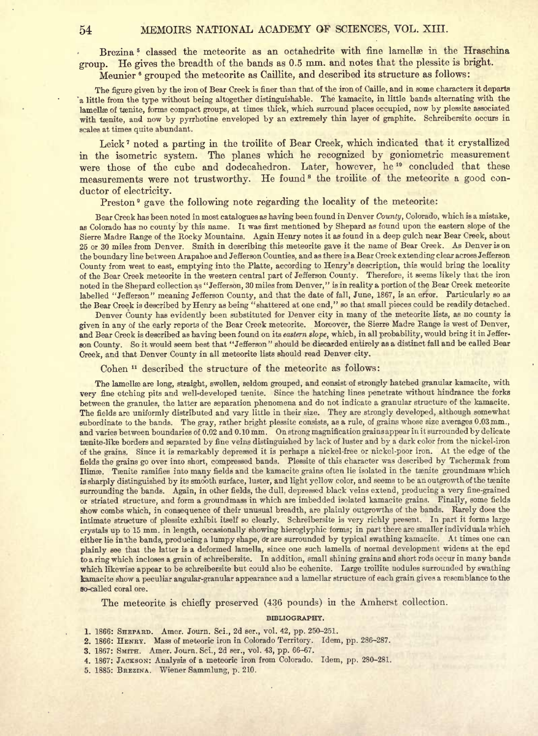Brezina[5] classed the meteorite as an octahedrite with fine lamellæ in the Hraschina group. He gives the breadth of the bands as 0.5 mm. and notes that the plessite is bright.

Meunier[6] grouped the meteorite as Caillite, and described its structure as follows:

> The figure given by the iron of Bear Creek is finer than that of the iron of Caille, and in some characters it departs a little from the type without being altogether distinguishable. The kamacite, in little bands alternating with the lamellæ of tænite, forms compact groups, at times thick, which surround places occupied, now by plessite associated with tænite, and now by pyrrhotine enveloped by an extremely thin layer of graphite. Schreibersite occurs in scales at times quite abundant.

Leick[7] noted a parting in the troilite of Bear Creek, which indicated that it crystallized in the isometric system. The planes which he recognized by goniometric measurement were those of the cube and dodecahedron. Later, however, he[10] concluded that these measurements were not trustworthy. He found[8] the troilite of the meteorite a good conductor of electricity.

Preston[9] gave the following note regarding the locality of the meteorite:

> Bear Creek has been noted in most catalogues as having been found in Denver *County*, Colorado, which is a mistake, as Colorado has no county by this name. It was first mentioned by Shepard as found upon the eastern slope of the Sierre Madre Range of the Rocky Mountains. Again Henry notes it as found in a deep gulch near Bear Creek, about 25 or 30 miles from Denver. Smith in describing this meteorite gave it the name of Bear Creek. As Denver is on the boundary line between Arapahoe and Jefferson Counties, and as there is a Bear Creek extending clear across Jefferson County from west to east, emptying into the Platte, according to Henry's description, this would bring the locality of the Bear Creek meteorite in the western central part of Jefferson County. Therefore, it seems likely that the iron noted in the Shepard collection as "Jefferson, 30 miles from Denver," is in reality a portion of the Bear Creek meteorite labelled "Jefferson" meaning Jefferson County, and that the date of fall, June, 1867, is an error. Particularly so as the Bear Creek is described by Henry as being "shattered at one end," so that small pieces could be readily detached.
>
> Denver County has evidently been substituted for Denver city in many of the meteorite lists, as no county is given in any of the early reports of the Bear Creek meteorite. Moreover, the Sierre Madre Range is west of Denver, and Bear Creek is described as having been found on its *eastern slope*, which, in all probability, would bring it in Jefferson County. So it would seem best that "Jefferson" should be discarded entirely as a distinct fall and be called Bear Creek, and that Denver County in all meteorite lists should read Denver city.

Cohen[11] described the structure of the meteorite as follows:

> The lamellæ are long, straight, swollen, seldom grouped, and consist of strongly hatched granular kamacite, with very fine etching pits and well-developed tænite. Since the hatching lines penetrate without hindrance the forks between the granules, the latter are separation phenomena and do not indicate a granular structure of the kamacite. The fields are uniformly distributed and vary little in their size. They are strongly developed, although somewhat subordinate to the bands. The gray, rather bright plessite consists, as a rule, of grains whose size averages 0.03 mm., and varies between boundaries of 0.02 and 0.10 mm. On strong magnification grains appear in it surrounded by delicate tænite-like borders and separated by fine veins distinguished by lack of luster and by a dark color from the nickel-iron of the grains. Since it is remarkably depressed it is perhaps a nickel-free or nickel-poor iron. At the edge of the fields the grains go over into short, compressed bands. Plessite of this character was described by Tschermak from Ilimæ. Tænite ramifies into many fields and the kamacite grains often lie isolated in the tænite groundmass which is sharply distinguished by its smooth surface, luster, and light yellow color, and seems to be an outgrowth of the tænite surrounding the bands. Again, in other fields, the dull, depressed black veins extend, producing a very fine-grained or striated structure, and form a groundmass in which are imbedded isolated kamacite grains. Finally, some fields show combs which, in consequence of their unusual breadth, are plainly outgrowths of the bands. Rarely does the intimate structure of plessite exhibit itself so clearly. Schreibersite is very richly present. In part it forms large crystals up to 15 mm. in length, occasionally showing hieroglyphic forms; in part there are smaller individuals which either lie in the bands, producing a lumpy shape, or are surrounded by typical swathing kamacite. At times one can plainly see that the latter is a deformed lamella, since one such lamella of normal development widens at the end to a ring which incloses a grain of schreibersite. In addition, small shining grains and short rods occur in many bands which likewise appear to be schreibersite but could also be cohenite. Large troilite nodules surrounded by swathing kamacite show a peculiar angular-granular appearance and a lamellar structure of each grain gives a resemblance to the so-called coral ore.

The meteorite is chiefly preserved (436 pounds) in the Amherst collection.

### BIBLIOGRAPHY.

1. 1866: **Shepard.** Amer. Journ. Sci., 2d ser., vol. 42, pp. 250–251.
2. 1866: **Henry.** Mass of meteoric iron in Colorado Territory. Idem, pp. 286–287.
3. 1867: **Smith.** Amer. Journ. Sci., 2d ser., vol. 43, pp. 66–67.
4. 1867: **Jackson:** Analysis of a meteoric iron from Colorado. Idem, pp. 280–281.
5. 1885: **Brezina.** Wiener Sammlung, p. 210.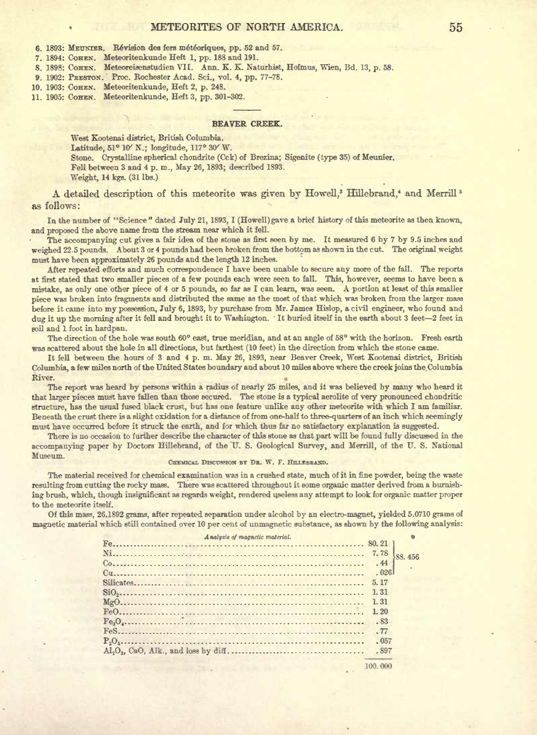6. 1893: MEUNIER. Révision des fers météoriques, pp. 52 and 57.
7. 1894: COHEN. Meteoritenkunde Heft 1, pp. 188 and 191.
8. 1898: COHEN. Meteoreisenstudien VII. Ann. K. K. Naturhist, Hofmus, Wien, Bd. 13, p. 58.
9. 1902: PRESTON. Proc. Rochester Acad. Sci., vol. 4, pp. 77–78.
10. 1903: COHEN. Meteoritenkunde, Heft 2, p. 248.
11. 1905: COHEN. Meteoritenkunde, Heft 3, pp. 301–302.

---

## BEAVER CREEK.

West Kootenai district, British Columbia.
Latitude, 51° 10′ N.; longitude, 117° 30′ W.
Stone. Crystalline spherical chondrite (Cck) of Brezina; Sigenite (type 35) of Meunier.
Fell between 3 and 4 p. m., May 26, 1893; described 1893.
Weight, 14 kgs. (31 lbs.)

A detailed description of this meteorite was given by Howell,[3] Hillebrand,[4] and Merrill[5] as follows:

In the number of "Science" dated July 21, 1893, I (Howell) gave a brief history of this meteorite as then known, and proposed the above name from the stream near which it fell.

The accompanying cut gives a fair idea of the stone as first seen by me. It measured 6 by 7 by 9.5 inches and weighed 22.5 pounds. About 3 or 4 pounds had been broken from the bottom as shown in the cut. The original weight must have been approximately 26 pounds and the length 12 inches.

After repeated efforts and much correspondence I have been unable to secure any more of the fall. The reports at first stated that two smaller pieces of a few pounds each were seen to fall. This, however, seems to have been a mistake, as only one other piece of 4 or 5 pounds, so far as I can learn, was seen. A portion at least of this smaller piece was broken into fragments and distributed the same as the most of that which was broken from the larger mass before it came into my possession, July 6, 1893, by purchase from Mr. James Hislop, a civil engineer, who found and dug it up the morning after it fell and brought it to Washington. It buried itself in the earth about 3 feet—2 feet in soil and 1 foot in hardpan.

The direction of the hole was south 60° east, true meridian, and at an angle of 58° with the horizon. Fresh earth was scattered about the hole in all directions, but farthest (10 feet) in the direction from which the stone came.

It fell between the hours of 3 and 4 p. m. May 26, 1893, near Beaver Creek, West Kootenai district, British Columbia, a few miles north of the United States boundary and about 10 miles above where the creek joins the Columbia River.

The report was heard by persons within a radius of nearly 25 miles, and it was believed by many who heard it that larger pieces must have fallen than those secured. The stone is a typical aerolite of very pronounced chondritic structure, has the usual fused black crust, but has one feature unlike any other meteorite with which I am familiar. Beneath the crust there is a slight oxidation for a distance of from one-half to three-quarters of an inch which seemingly must have occurred before it struck the earth, and for which thus far no satisfactory explanation is suggested.

There is no occasion to further describe the character of this stone as that part will be found fully discussed in the accompanying paper by Doctors Hillebrand, of the U. S. Geological Survey, and Merrill, of the U. S. National Museum.

### CHEMICAL DISCUSSION BY DR. W. F. HILLEBRAND.

The material received for chemical examination was in a crushed state, much of it in fine powder, being the waste resulting from cutting the rocky mass. There was scattered throughout it some organic matter derived from a burnishing brush, which, though insignificant as regards weight, rendered useless any attempt to look for organic matter proper to the meteorite itself.

Of this mass, 26.1892 grams, after repeated separation under alcohol by an electro-magnet, yielded 5.0710 grams of magnetic material which still contained over 10 per cent of unmagnetic substance, as shown by the following analysis:

*Analysis of magnetic material.*

| | | |
|---|---|---|
| Fe | 80.21 | 88.456 |
| Ni | 7.78 | |
| Co | .44 | |
| Cu | .026 | |
| Silicates | 5.17 | |
| $SiO_2$ | 1.31 | |
| MgO | 1.31 | |
| FeO | 1.20 | |
| $Fe_3O_4$ | .83 | |
| FeS | .77 | |
| $P_2O_5$ | .057 | |
| $Al_2O_3$, CaO, Alk., and loss by diff. | .897 | |
| | 100.000 | |